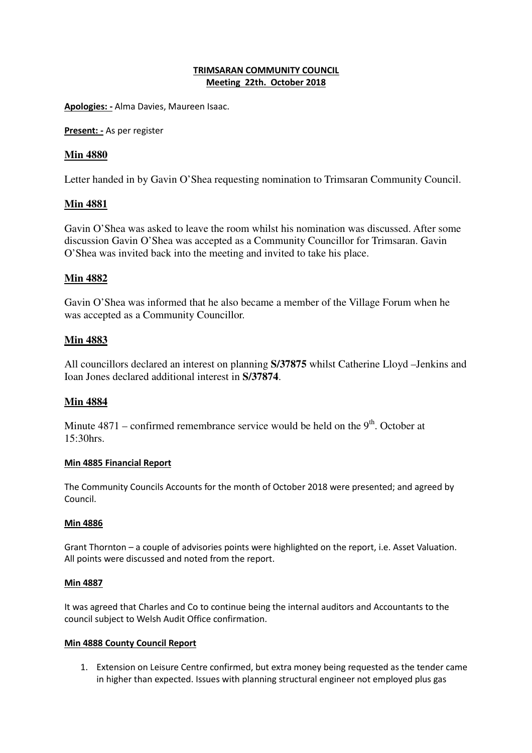**TRIMSARAN COMMUNITY COUNCIL**
**Meeting 22th. October 2018**

**Apologies: -** Alma Davies, Maureen Isaac.

**Present: -** As per register

## Min 4880

Letter handed in by Gavin O'Shea requesting nomination to Trimsaran Community Council.

## Min 4881

Gavin O'Shea was asked to leave the room whilst his nomination was discussed. After some discussion Gavin O'Shea was accepted as a Community Councillor for Trimsaran. Gavin O'Shea was invited back into the meeting and invited to take his place.

## Min 4882

Gavin O'Shea was informed that he also became a member of the Village Forum when he was accepted as a Community Councillor.

## Min 4883

All councillors declared an interest on planning **S/37875** whilst Catherine Lloyd –Jenkins and Ioan Jones declared additional interest in **S/37874**.

## Min 4884

Minute 4871 – confirmed remembrance service would be held on the 9th. October at 15:30hrs.

**Min 4885 Financial Report**

The Community Councils Accounts for the month of October 2018 were presented; and agreed by Council.

**Min 4886**

Grant Thornton – a couple of advisories points were highlighted on the report, i.e. Asset Valuation. All points were discussed and noted from the report.

**Min 4887**

It was agreed that Charles and Co to continue being the internal auditors and Accountants to the council subject to Welsh Audit Office confirmation.

**Min 4888 County Council Report**

1. Extension on Leisure Centre confirmed, but extra money being requested as the tender came in higher than expected. Issues with planning structural engineer not employed plus gas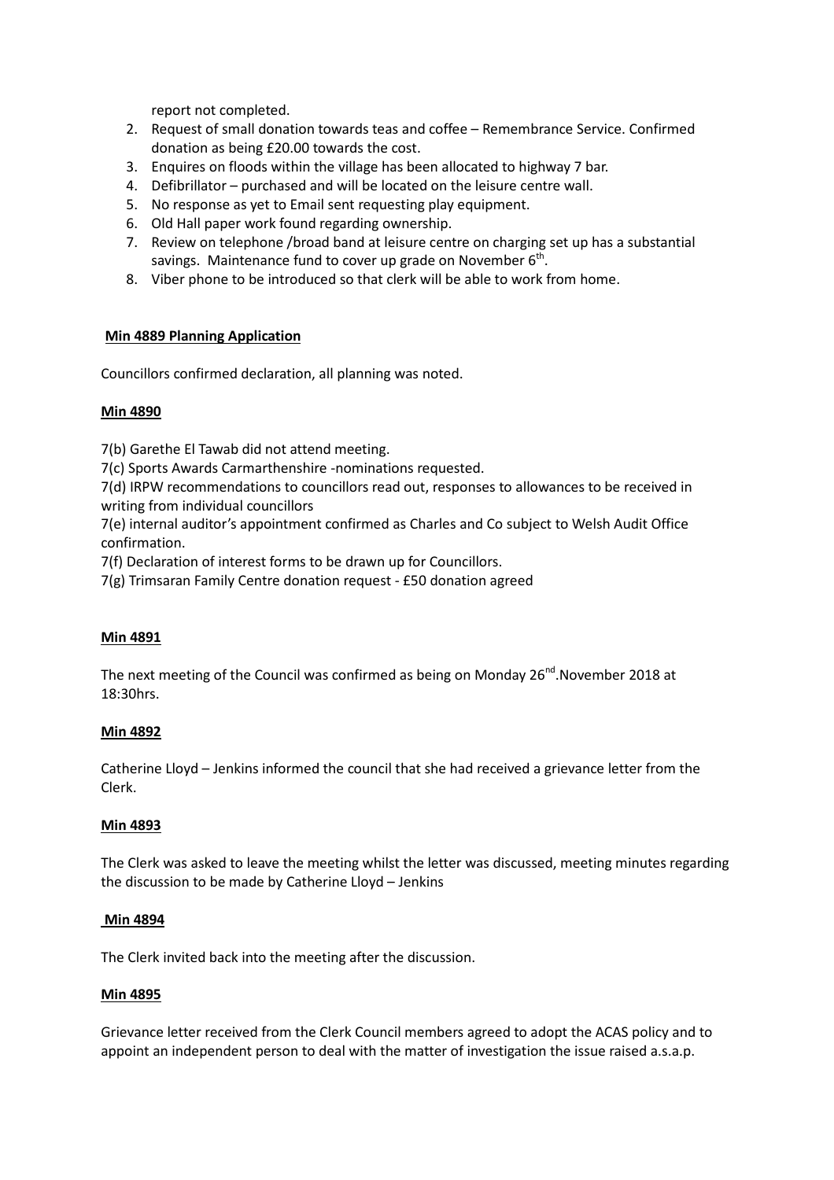report not completed.

2. Request of small donation towards teas and coffee – Remembrance Service. Confirmed donation as being £20.00 towards the cost.
3. Enquires on floods within the village has been allocated to highway 7 bar.
4. Defibrillator – purchased and will be located on the leisure centre wall.
5. No response as yet to Email sent requesting play equipment.
6. Old Hall paper work found regarding ownership.
7. Review on telephone /broad band at leisure centre on charging set up has a substantial savings. Maintenance fund to cover up grade on November 6th.
8. Viber phone to be introduced so that clerk will be able to work from home.

**Min 4889 Planning Application**

Councillors confirmed declaration, all planning was noted.

**Min 4890**

7(b) Garethe El Tawab did not attend meeting.
7(c) Sports Awards Carmarthenshire -nominations requested.
7(d) IRPW recommendations to councillors read out, responses to allowances to be received in writing from individual councillors
7(e) internal auditor's appointment confirmed as Charles and Co subject to Welsh Audit Office confirmation.
7(f) Declaration of interest forms to be drawn up for Councillors.
7(g) Trimsaran Family Centre donation request - £50 donation agreed

**Min 4891**

The next meeting of the Council was confirmed as being on Monday 26nd.November 2018 at 18:30hrs.

**Min 4892**

Catherine Lloyd – Jenkins informed the council that she had received a grievance letter from the Clerk.

**Min 4893**

The Clerk was asked to leave the meeting whilst the letter was discussed, meeting minutes regarding the discussion to be made by Catherine Lloyd – Jenkins

**Min 4894**

The Clerk invited back into the meeting after the discussion.

**Min 4895**

Grievance letter received from the Clerk Council members agreed to adopt the ACAS policy and to appoint an independent person to deal with the matter of investigation the issue raised a.s.a.p.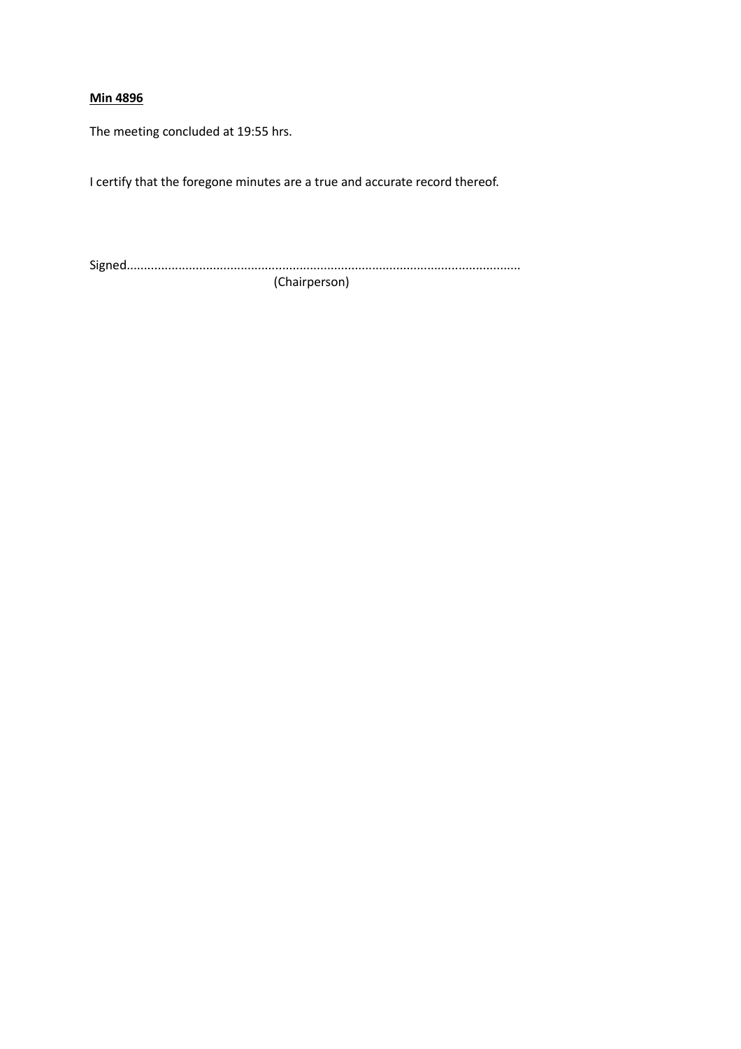**Min 4896**

The meeting concluded at 19:55 hrs.

I certify that the foregone minutes are a true and accurate record thereof.

Signed..................................................................................................................

(Chairperson)